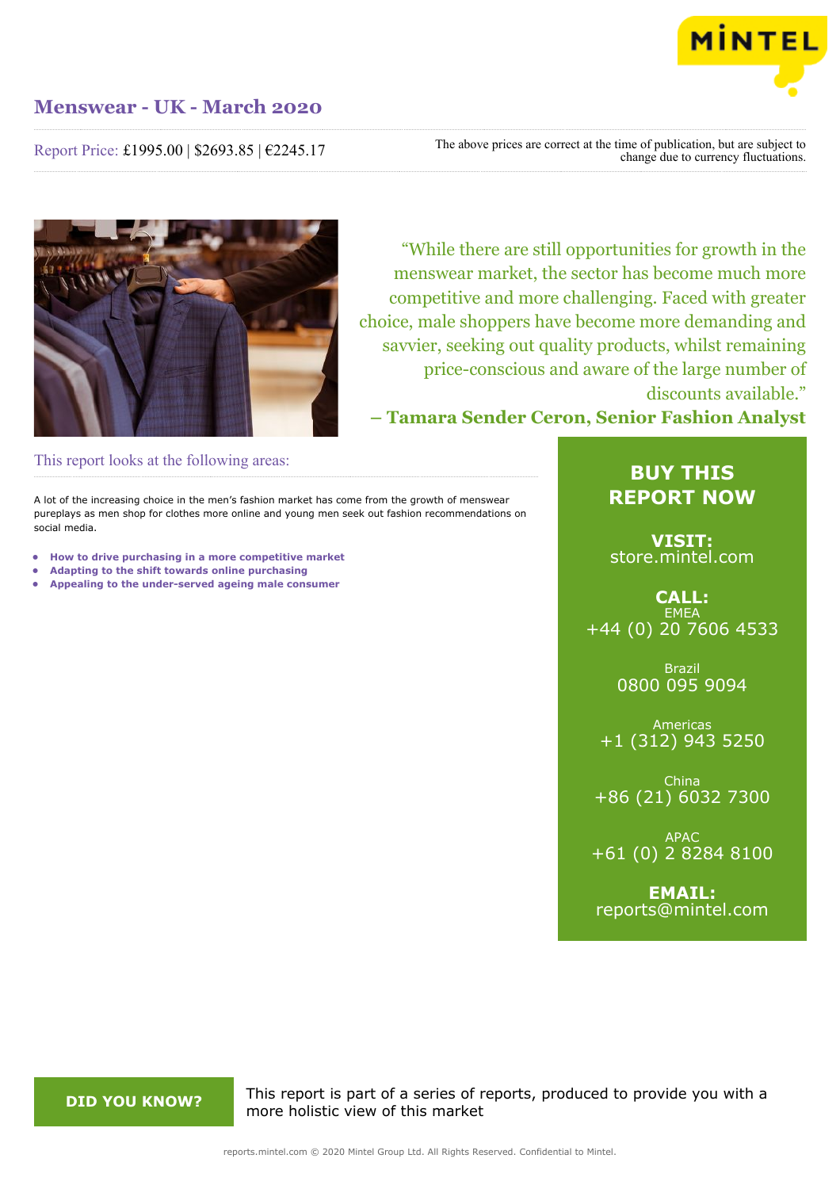# Menswear - UK - March 2020

Report Price: £1995.00 | $2693.85 | €2245.17

The above prices are correct at the time of publication, but are subject to change due to currency fluctuations.

"While there are still opportunities for growth in the menswear market, the sector has become much more competitive and more challenging. Faced with greater choice, male shoppers have become more demanding and savvier, seeking out quality products, whilst remaining price-conscious and aware of the large number of discounts available."
**– Tamara Sender Ceron, Senior Fashion Analyst**

## This report looks at the following areas:

A lot of the increasing choice in the men's fashion market has come from the growth of menswear pureplays as men shop for clothes more online and young men seek out fashion recommendations on social media.

- **How to drive purchasing in a more competitive market**
- **Adapting to the shift towards online purchasing**
- **Appealing to the under-served ageing male consumer**

## BUY THIS REPORT NOW

**VISIT:**
store.mintel.com

**CALL:**

EMEA
+44 (0) 20 7606 4533

Brazil
0800 095 9094

Americas
+1 (312) 943 5250

China
+86 (21) 6032 7300

APAC
+61 (0) 2 8284 8100

**EMAIL:**
reports@mintel.com

**DID YOU KNOW?**

This report is part of a series of reports, produced to provide you with a more holistic view of this market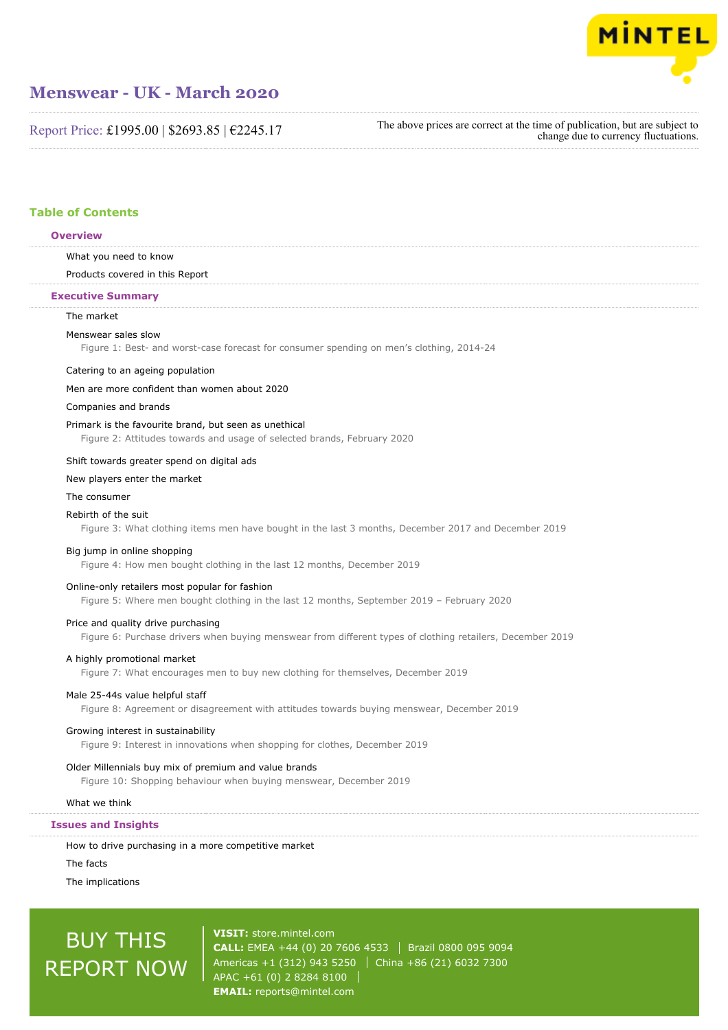# Menswear - UK - March 2020

Report Price: £1995.00 | $2693.85 | €2245.17

The above prices are correct at the time of publication, but are subject to change due to currency fluctuations.

## Table of Contents

### Overview

What you need to know

Products covered in this Report

### Executive Summary

The market

Menswear sales slow

Figure 1: Best- and worst-case forecast for consumer spending on men's clothing, 2014-24

Catering to an ageing population

Men are more confident than women about 2020

Companies and brands

Primark is the favourite brand, but seen as unethical

Figure 2: Attitudes towards and usage of selected brands, February 2020

Shift towards greater spend on digital ads

New players enter the market

The consumer

Rebirth of the suit

Figure 3: What clothing items men have bought in the last 3 months, December 2017 and December 2019

Big jump in online shopping

Figure 4: How men bought clothing in the last 12 months, December 2019

Online-only retailers most popular for fashion

Figure 5: Where men bought clothing in the last 12 months, September 2019 – February 2020

Price and quality drive purchasing

Figure 6: Purchase drivers when buying menswear from different types of clothing retailers, December 2019

A highly promotional market

Figure 7: What encourages men to buy new clothing for themselves, December 2019

Male 25-44s value helpful staff

Figure 8: Agreement or disagreement with attitudes towards buying menswear, December 2019

Growing interest in sustainability

Figure 9: Interest in innovations when shopping for clothes, December 2019

Older Millennials buy mix of premium and value brands

Figure 10: Shopping behaviour when buying menswear, December 2019

What we think

### Issues and Insights

How to drive purchasing in a more competitive market

The facts

The implications

BUY THIS REPORT NOW

**VISIT:** store.mintel.com
**CALL:** EMEA +44 (0) 20 7606 4533 | Brazil 0800 095 9094
Americas +1 (312) 943 5250 | China +86 (21) 6032 7300
APAC +61 (0) 2 8284 8100
**EMAIL:** reports@mintel.com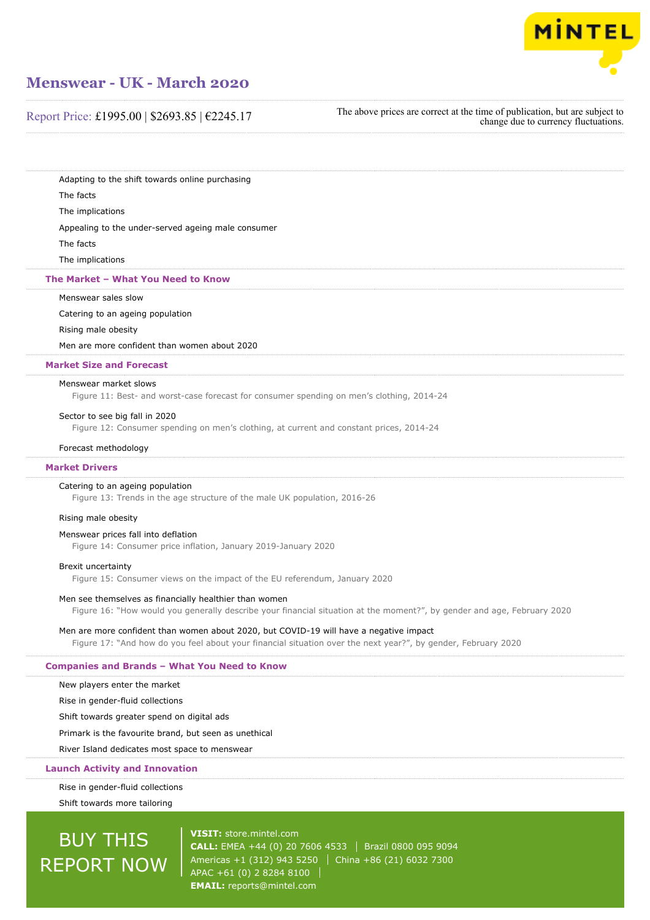Adapting to the shift towards online purchasing

The facts

The implications

Appealing to the under-served ageing male consumer

The facts

The implications

## The Market – What You Need to Know

Menswear sales slow

Catering to an ageing population

Rising male obesity

Men are more confident than women about 2020

## Market Size and Forecast

Menswear market slows

Figure 11: Best- and worst-case forecast for consumer spending on men's clothing, 2014-24

Sector to see big fall in 2020

Figure 12: Consumer spending on men's clothing, at current and constant prices, 2014-24

Forecast methodology

## Market Drivers

Catering to an ageing population

Figure 13: Trends in the age structure of the male UK population, 2016-26

Rising male obesity

Menswear prices fall into deflation

Figure 14: Consumer price inflation, January 2019-January 2020

Brexit uncertainty

Figure 15: Consumer views on the impact of the EU referendum, January 2020

Men see themselves as financially healthier than women

Figure 16: "How would you generally describe your financial situation at the moment?", by gender and age, February 2020

Men are more confident than women about 2020, but COVID-19 will have a negative impact

Figure 17: "And how do you feel about your financial situation over the next year?", by gender, February 2020

## Companies and Brands – What You Need to Know

New players enter the market

Rise in gender-fluid collections

Shift towards greater spend on digital ads

Primark is the favourite brand, but seen as unethical

River Island dedicates most space to menswear

## Launch Activity and Innovation

Rise in gender-fluid collections

Shift towards more tailoring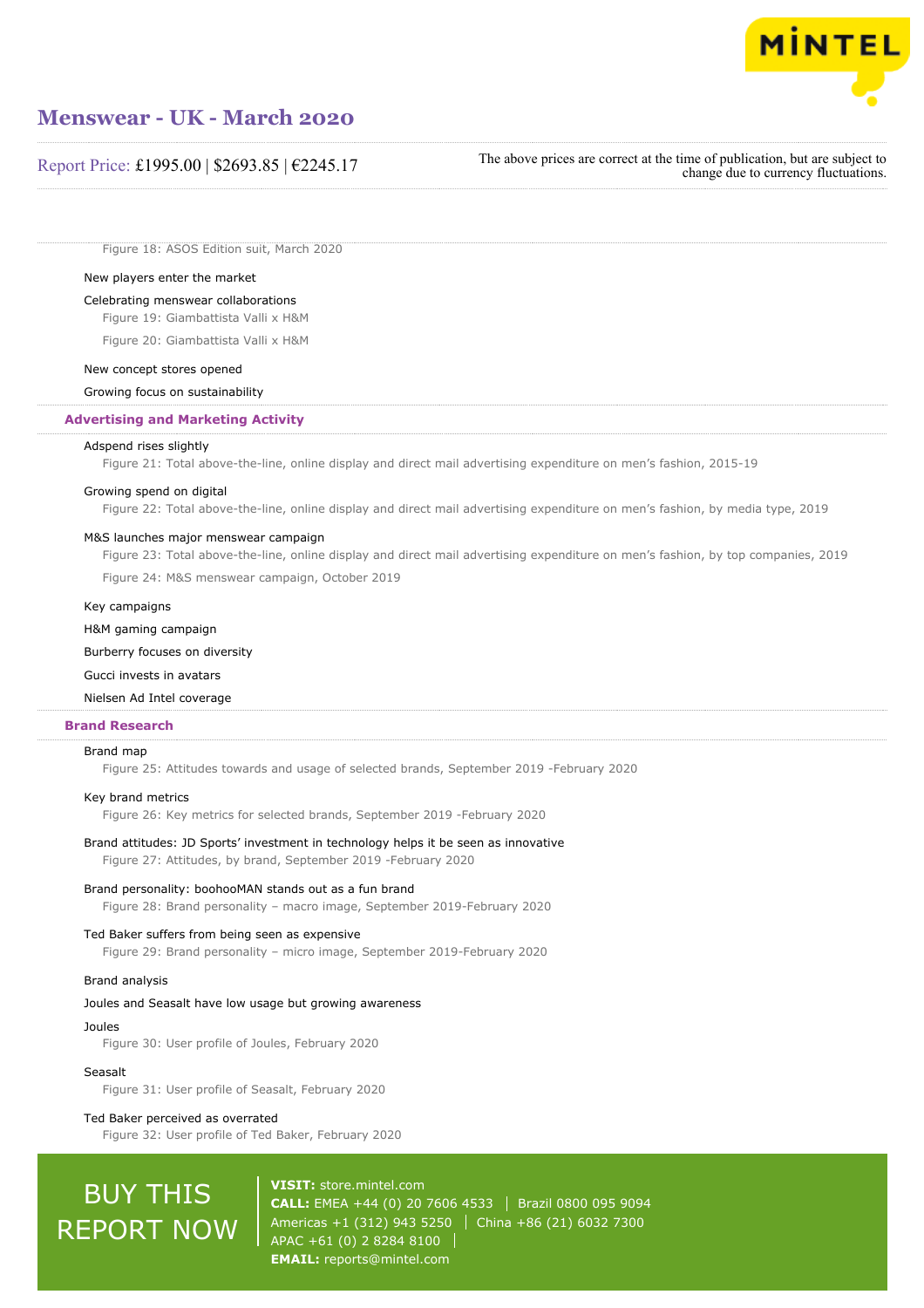Figure 18: ASOS Edition suit, March 2020

New players enter the market

Celebrating menswear collaborations

Figure 19: Giambattista Valli x H&M

Figure 20: Giambattista Valli x H&M

New concept stores opened

Growing focus on sustainability

## Advertising and Marketing Activity

Adspend rises slightly

Figure 21: Total above-the-line, online display and direct mail advertising expenditure on men's fashion, 2015-19

Growing spend on digital

Figure 22: Total above-the-line, online display and direct mail advertising expenditure on men's fashion, by media type, 2019

M&S launches major menswear campaign

Figure 23: Total above-the-line, online display and direct mail advertising expenditure on men's fashion, by top companies, 2019

Figure 24: M&S menswear campaign, October 2019

Key campaigns

H&M gaming campaign

Burberry focuses on diversity

Gucci invests in avatars

Nielsen Ad Intel coverage

## Brand Research

Brand map

Figure 25: Attitudes towards and usage of selected brands, September 2019 -February 2020

Key brand metrics

Figure 26: Key metrics for selected brands, September 2019 -February 2020

Brand attitudes: JD Sports' investment in technology helps it be seen as innovative

Figure 27: Attitudes, by brand, September 2019 -February 2020

Brand personality: boohooMAN stands out as a fun brand

Figure 28: Brand personality – macro image, September 2019-February 2020

Ted Baker suffers from being seen as expensive

Figure 29: Brand personality – micro image, September 2019-February 2020

Brand analysis

Joules and Seasalt have low usage but growing awareness

Joules

Figure 30: User profile of Joules, February 2020

Seasalt

Figure 31: User profile of Seasalt, February 2020

Ted Baker perceived as overrated

Figure 32: User profile of Ted Baker, February 2020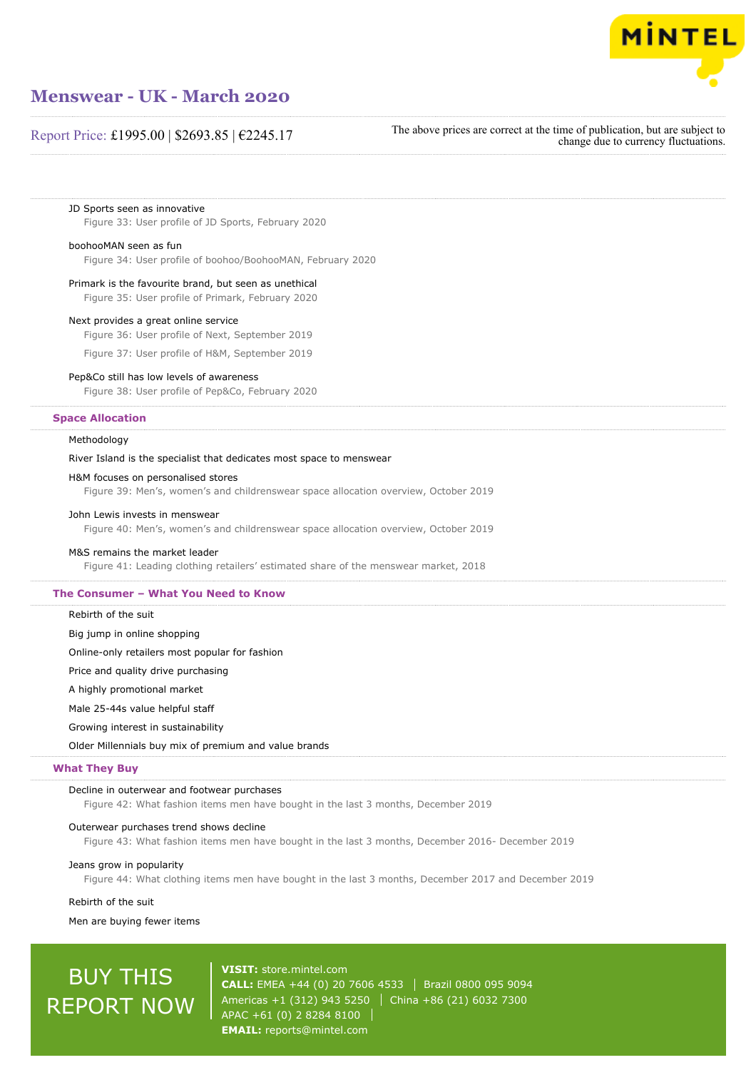JD Sports seen as innovative

Figure 33: User profile of JD Sports, February 2020

boohooMAN seen as fun

Figure 34: User profile of boohoo/BoohooMAN, February 2020

Primark is the favourite brand, but seen as unethical

Figure 35: User profile of Primark, February 2020

Next provides a great online service

Figure 36: User profile of Next, September 2019

Figure 37: User profile of H&M, September 2019

Pep&Co still has low levels of awareness

Figure 38: User profile of Pep&Co, February 2020

## Space Allocation

Methodology

River Island is the specialist that dedicates most space to menswear

H&M focuses on personalised stores

Figure 39: Men's, women's and childrenswear space allocation overview, October 2019

John Lewis invests in menswear

Figure 40: Men's, women's and childrenswear space allocation overview, October 2019

M&S remains the market leader

Figure 41: Leading clothing retailers' estimated share of the menswear market, 2018

## The Consumer – What You Need to Know

Rebirth of the suit

Big jump in online shopping

Online-only retailers most popular for fashion

Price and quality drive purchasing

A highly promotional market

Male 25-44s value helpful staff

Growing interest in sustainability

Older Millennials buy mix of premium and value brands

## What They Buy

Decline in outerwear and footwear purchases

Figure 42: What fashion items men have bought in the last 3 months, December 2019

Outerwear purchases trend shows decline

Figure 43: What fashion items men have bought in the last 3 months, December 2016- December 2019

Jeans grow in popularity

Figure 44: What clothing items men have bought in the last 3 months, December 2017 and December 2019

Rebirth of the suit

Men are buying fewer items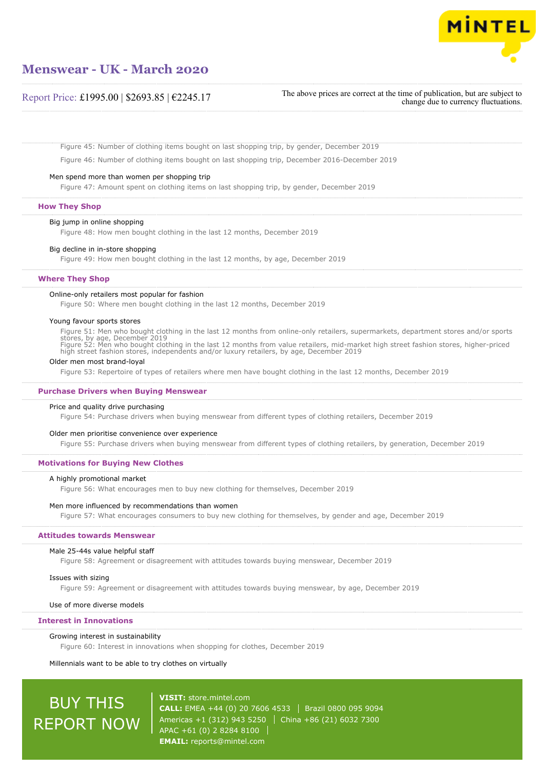Figure 45: Number of clothing items bought on last shopping trip, by gender, December 2019

Figure 46: Number of clothing items bought on last shopping trip, December 2016-December 2019

Men spend more than women per shopping trip

Figure 47: Amount spent on clothing items on last shopping trip, by gender, December 2019

## How They Shop

Big jump in online shopping

Figure 48: How men bought clothing in the last 12 months, December 2019

Big decline in in-store shopping

Figure 49: How men bought clothing in the last 12 months, by age, December 2019

## Where They Shop

Online-only retailers most popular for fashion

Figure 50: Where men bought clothing in the last 12 months, December 2019

Young favour sports stores

Figure 51: Men who bought clothing in the last 12 months from online-only retailers, supermarkets, department stores and/or sports stores, by age, December 2019

Figure 52: Men who bought clothing in the last 12 months from value retailers, mid-market high street fashion stores, higher-priced high street fashion stores, independents and/or luxury retailers, by age, December 2019

Older men most brand-loyal

Figure 53: Repertoire of types of retailers where men have bought clothing in the last 12 months, December 2019

## Purchase Drivers when Buying Menswear

Price and quality drive purchasing

Figure 54: Purchase drivers when buying menswear from different types of clothing retailers, December 2019

Older men prioritise convenience over experience

Figure 55: Purchase drivers when buying menswear from different types of clothing retailers, by generation, December 2019

## Motivations for Buying New Clothes

A highly promotional market

Figure 56: What encourages men to buy new clothing for themselves, December 2019

Men more influenced by recommendations than women

Figure 57: What encourages consumers to buy new clothing for themselves, by gender and age, December 2019

## Attitudes towards Menswear

Male 25-44s value helpful staff

Figure 58: Agreement or disagreement with attitudes towards buying menswear, December 2019

Issues with sizing

Figure 59: Agreement or disagreement with attitudes towards buying menswear, by age, December 2019

Use of more diverse models

## Interest in Innovations

Growing interest in sustainability

Figure 60: Interest in innovations when shopping for clothes, December 2019

Millennials want to be able to try clothes on virtually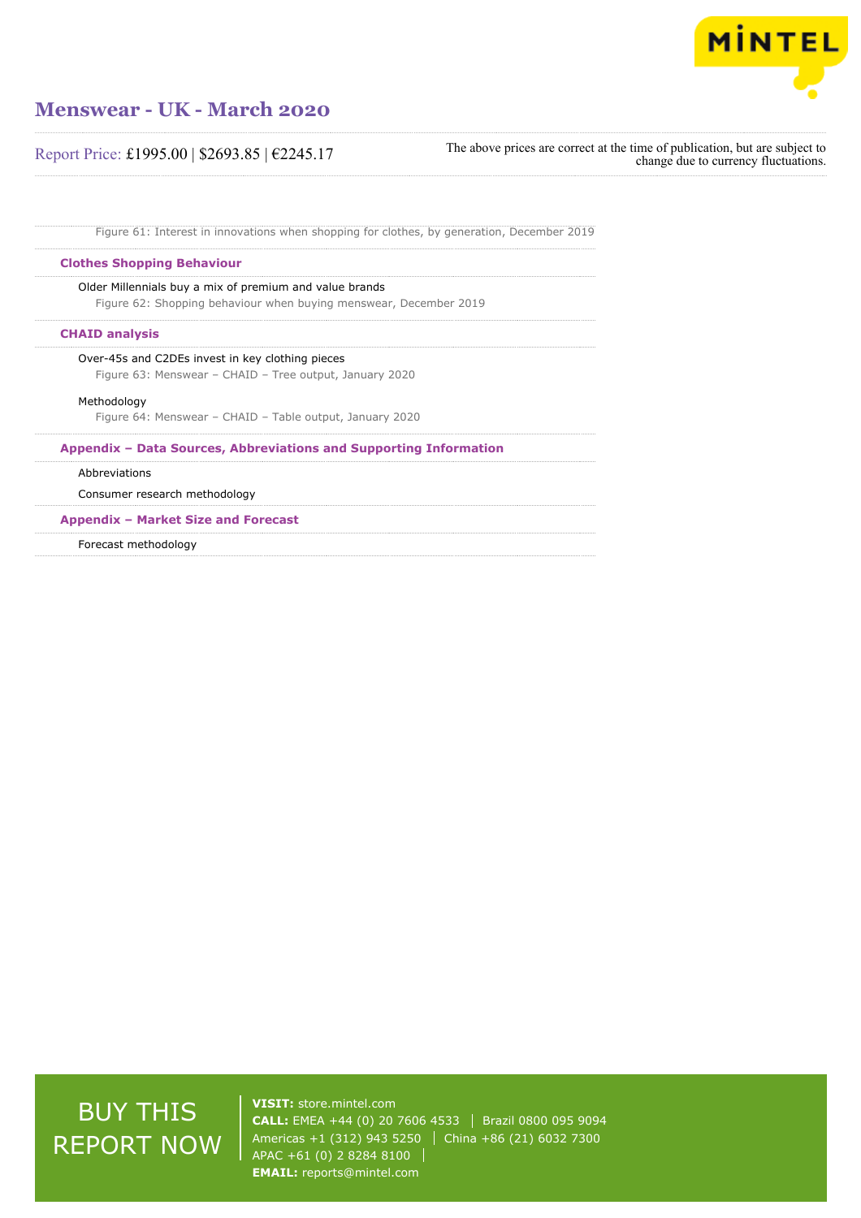Figure 61: Interest in innovations when shopping for clothes, by generation, December 2019

### Clothes Shopping Behaviour

Older Millennials buy a mix of premium and value brands

Figure 62: Shopping behaviour when buying menswear, December 2019

### CHAID analysis

Over-45s and C2DEs invest in key clothing pieces

Figure 63: Menswear – CHAID – Tree output, January 2020

Methodology

Figure 64: Menswear – CHAID – Table output, January 2020

### Appendix – Data Sources, Abbreviations and Supporting Information

Abbreviations

Consumer research methodology

### Appendix – Market Size and Forecast

Forecast methodology

BUY THIS REPORT NOW

**VISIT:** store.mintel.com
**CALL:** EMEA +44 (0) 20 7606 4533 | Brazil 0800 095 9094
Americas +1 (312) 943 5250 | China +86 (21) 6032 7300
APAC +61 (0) 2 8284 8100 |
**EMAIL:** reports@mintel.com